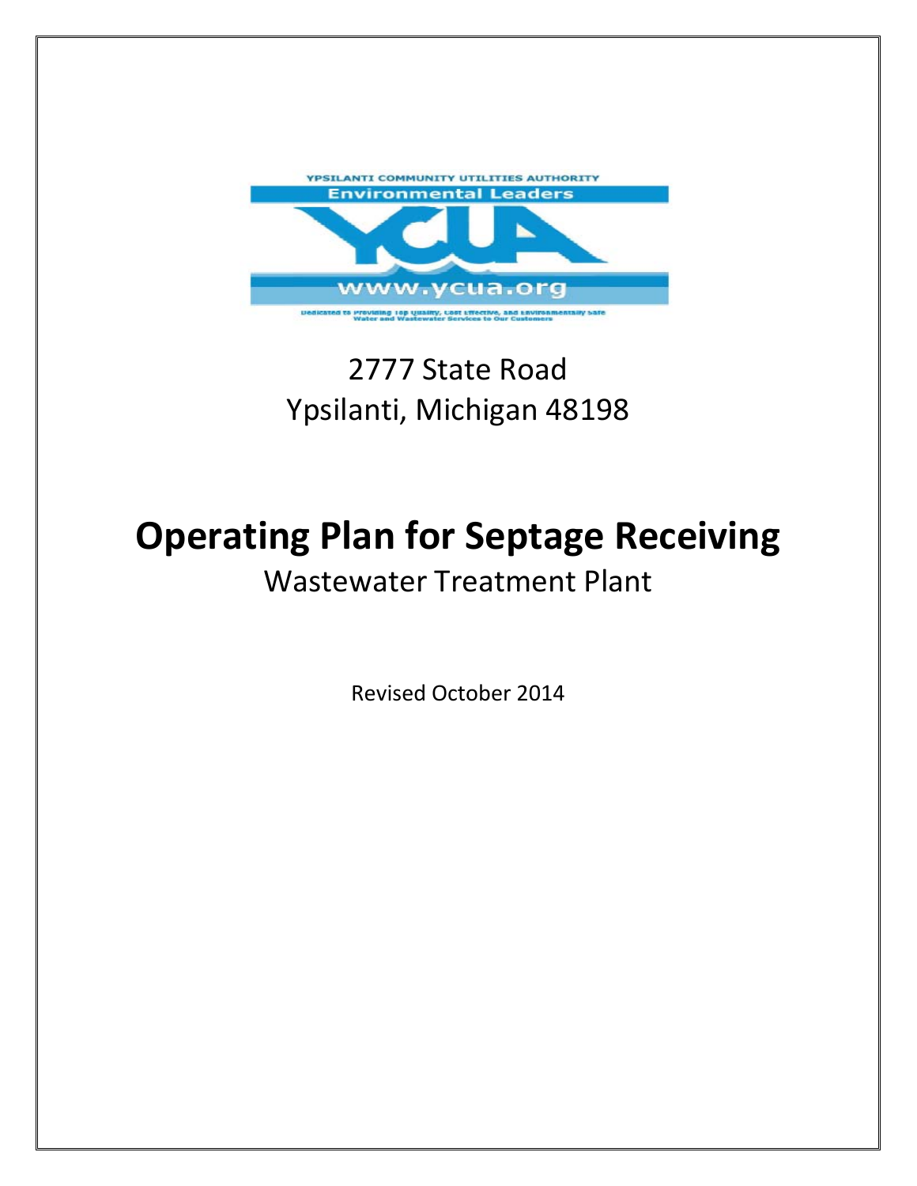YPSILANTI COMMUNITY UTILITIES AUTHORITY

Environmental Leaders

YCUA

www.ycua.org

Dedicated to Providing Top Quality, Cost Effective, and Environmentally Safe Water and Wastewater Services to Our Customers

2777 State Road
Ypsilanti, Michigan 48198

# Operating Plan for Septage Receiving

## Wastewater Treatment Plant

Revised October 2014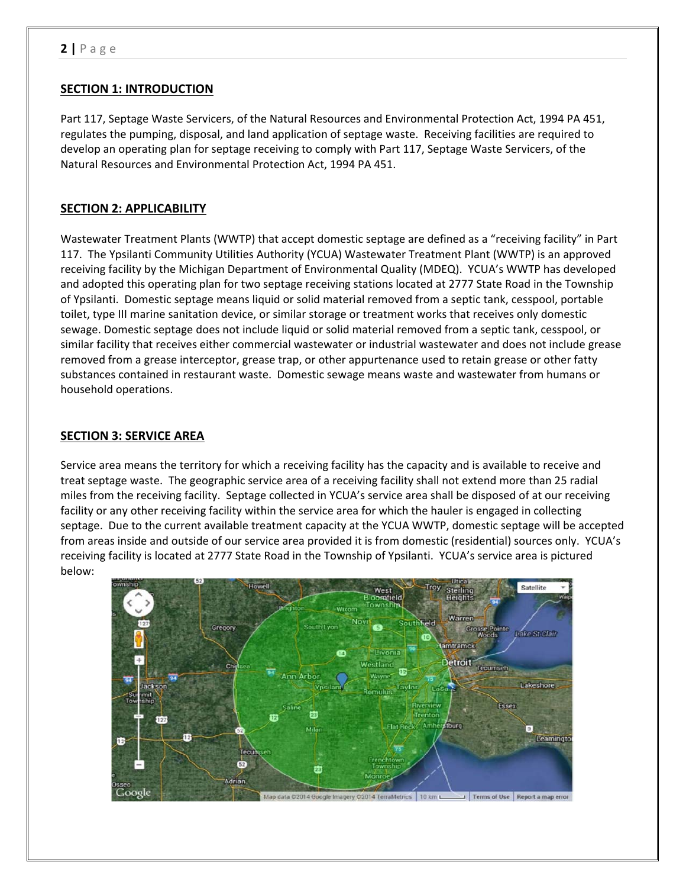## SECTION 1: INTRODUCTION

Part 117, Septage Waste Servicers, of the Natural Resources and Environmental Protection Act, 1994 PA 451, regulates the pumping, disposal, and land application of septage waste. Receiving facilities are required to develop an operating plan for septage receiving to comply with Part 117, Septage Waste Servicers, of the Natural Resources and Environmental Protection Act, 1994 PA 451.

## SECTION 2: APPLICABILITY

Wastewater Treatment Plants (WWTP) that accept domestic septage are defined as a "receiving facility" in Part 117. The Ypsilanti Community Utilities Authority (YCUA) Wastewater Treatment Plant (WWTP) is an approved receiving facility by the Michigan Department of Environmental Quality (MDEQ). YCUA's WWTP has developed and adopted this operating plan for two septage receiving stations located at 2777 State Road in the Township of Ypsilanti. Domestic septage means liquid or solid material removed from a septic tank, cesspool, portable toilet, type III marine sanitation device, or similar storage or treatment works that receives only domestic sewage. Domestic septage does not include liquid or solid material removed from a septic tank, cesspool, or similar facility that receives either commercial wastewater or industrial wastewater and does not include grease removed from a grease interceptor, grease trap, or other appurtenance used to retain grease or other fatty substances contained in restaurant waste. Domestic sewage means waste and wastewater from humans or household operations.

## SECTION 3: SERVICE AREA

Service area means the territory for which a receiving facility has the capacity and is available to receive and treat septage waste. The geographic service area of a receiving facility shall not extend more than 25 radial miles from the receiving facility. Septage collected in YCUA's service area shall be disposed of at our receiving facility or any other receiving facility within the service area for which the hauler is engaged in collecting septage. Due to the current available treatment capacity at the YCUA WWTP, domestic septage will be accepted from areas inside and outside of our service area provided it is from domestic (residential) sources only. YCUA's receiving facility is located at 2777 State Road in the Township of Ypsilanti. YCUA's service area is pictured below: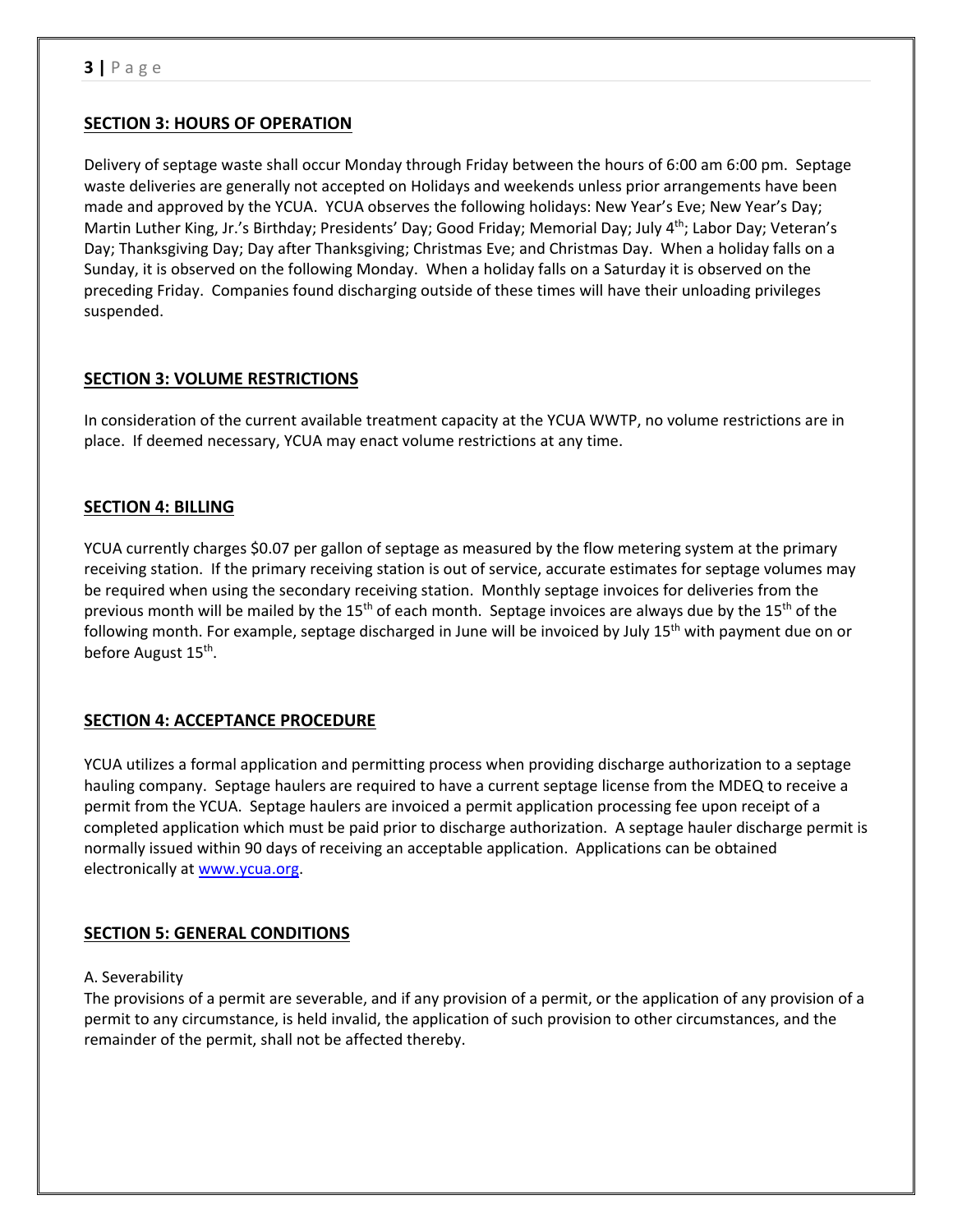## SECTION 3: HOURS OF OPERATION

Delivery of septage waste shall occur Monday through Friday between the hours of 6:00 am 6:00 pm. Septage waste deliveries are generally not accepted on Holidays and weekends unless prior arrangements have been made and approved by the YCUA. YCUA observes the following holidays: New Year's Eve; New Year's Day; Martin Luther King, Jr.'s Birthday; Presidents' Day; Good Friday; Memorial Day; July 4th; Labor Day; Veteran's Day; Thanksgiving Day; Day after Thanksgiving; Christmas Eve; and Christmas Day. When a holiday falls on a Sunday, it is observed on the following Monday. When a holiday falls on a Saturday it is observed on the preceding Friday. Companies found discharging outside of these times will have their unloading privileges suspended.

## SECTION 3: VOLUME RESTRICTIONS

In consideration of the current available treatment capacity at the YCUA WWTP, no volume restrictions are in place. If deemed necessary, YCUA may enact volume restrictions at any time.

## SECTION 4: BILLING

YCUA currently charges $0.07 per gallon of septage as measured by the flow metering system at the primary receiving station. If the primary receiving station is out of service, accurate estimates for septage volumes may be required when using the secondary receiving station. Monthly septage invoices for deliveries from the previous month will be mailed by the 15th of each month. Septage invoices are always due by the 15th of the following month. For example, septage discharged in June will be invoiced by July 15th with payment due on or before August 15th.

## SECTION 4: ACCEPTANCE PROCEDURE

YCUA utilizes a formal application and permitting process when providing discharge authorization to a septage hauling company. Septage haulers are required to have a current septage license from the MDEQ to receive a permit from the YCUA. Septage haulers are invoiced a permit application processing fee upon receipt of a completed application which must be paid prior to discharge authorization. A septage hauler discharge permit is normally issued within 90 days of receiving an acceptable application. Applications can be obtained electronically at [www.ycua.org](http://www.ycua.org).

## SECTION 5: GENERAL CONDITIONS

A. Severability

The provisions of a permit are severable, and if any provision of a permit, or the application of any provision of a permit to any circumstance, is held invalid, the application of such provision to other circumstances, and the remainder of the permit, shall not be affected thereby.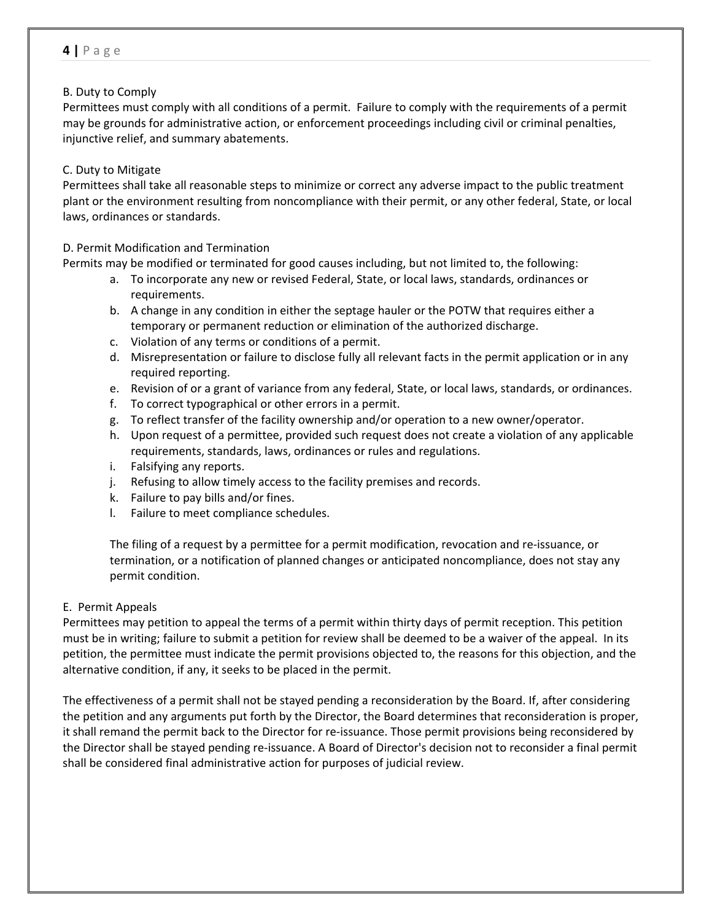B. Duty to Comply

Permittees must comply with all conditions of a permit. Failure to comply with the requirements of a permit may be grounds for administrative action, or enforcement proceedings including civil or criminal penalties, injunctive relief, and summary abatements.

C. Duty to Mitigate

Permittees shall take all reasonable steps to minimize or correct any adverse impact to the public treatment plant or the environment resulting from noncompliance with their permit, or any other federal, State, or local laws, ordinances or standards.

D. Permit Modification and Termination

Permits may be modified or terminated for good causes including, but not limited to, the following:

a. To incorporate any new or revised Federal, State, or local laws, standards, ordinances or requirements.
b. A change in any condition in either the septage hauler or the POTW that requires either a temporary or permanent reduction or elimination of the authorized discharge.
c. Violation of any terms or conditions of a permit.
d. Misrepresentation or failure to disclose fully all relevant facts in the permit application or in any required reporting.
e. Revision of or a grant of variance from any federal, State, or local laws, standards, or ordinances.
f. To correct typographical or other errors in a permit.
g. To reflect transfer of the facility ownership and/or operation to a new owner/operator.
h. Upon request of a permittee, provided such request does not create a violation of any applicable requirements, standards, laws, ordinances or rules and regulations.
i. Falsifying any reports.
j. Refusing to allow timely access to the facility premises and records.
k. Failure to pay bills and/or fines.
l. Failure to meet compliance schedules.

The filing of a request by a permittee for a permit modification, revocation and re-issuance, or termination, or a notification of planned changes or anticipated noncompliance, does not stay any permit condition.

E. Permit Appeals

Permittees may petition to appeal the terms of a permit within thirty days of permit reception. This petition must be in writing; failure to submit a petition for review shall be deemed to be a waiver of the appeal. In its petition, the permittee must indicate the permit provisions objected to, the reasons for this objection, and the alternative condition, if any, it seeks to be placed in the permit.

The effectiveness of a permit shall not be stayed pending a reconsideration by the Board. If, after considering the petition and any arguments put forth by the Director, the Board determines that reconsideration is proper, it shall remand the permit back to the Director for re-issuance. Those permit provisions being reconsidered by the Director shall be stayed pending re-issuance. A Board of Director's decision not to reconsider a final permit shall be considered final administrative action for purposes of judicial review.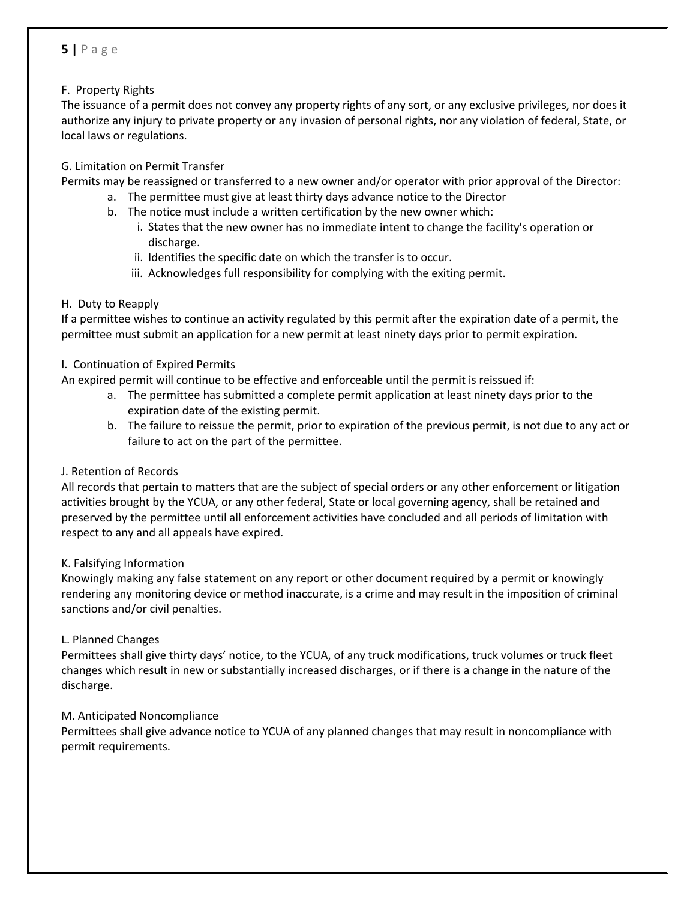F. Property Rights

The issuance of a permit does not convey any property rights of any sort, or any exclusive privileges, nor does it authorize any injury to private property or any invasion of personal rights, nor any violation of federal, State, or local laws or regulations.

G. Limitation on Permit Transfer

Permits may be reassigned or transferred to a new owner and/or operator with prior approval of the Director:

a. The permittee must give at least thirty days advance notice to the Director
b. The notice must include a written certification by the new owner which:
    i. States that the new owner has no immediate intent to change the facility's operation or discharge.
    ii. Identifies the specific date on which the transfer is to occur.
    iii. Acknowledges full responsibility for complying with the exiting permit.

H. Duty to Reapply

If a permittee wishes to continue an activity regulated by this permit after the expiration date of a permit, the permittee must submit an application for a new permit at least ninety days prior to permit expiration.

I. Continuation of Expired Permits

An expired permit will continue to be effective and enforceable until the permit is reissued if:

a. The permittee has submitted a complete permit application at least ninety days prior to the expiration date of the existing permit.
b. The failure to reissue the permit, prior to expiration of the previous permit, is not due to any act or failure to act on the part of the permittee.

J. Retention of Records

All records that pertain to matters that are the subject of special orders or any other enforcement or litigation activities brought by the YCUA, or any other federal, State or local governing agency, shall be retained and preserved by the permittee until all enforcement activities have concluded and all periods of limitation with respect to any and all appeals have expired.

K. Falsifying Information

Knowingly making any false statement on any report or other document required by a permit or knowingly rendering any monitoring device or method inaccurate, is a crime and may result in the imposition of criminal sanctions and/or civil penalties.

L. Planned Changes

Permittees shall give thirty days' notice, to the YCUA, of any truck modifications, truck volumes or truck fleet changes which result in new or substantially increased discharges, or if there is a change in the nature of the discharge.

M. Anticipated Noncompliance

Permittees shall give advance notice to YCUA of any planned changes that may result in noncompliance with permit requirements.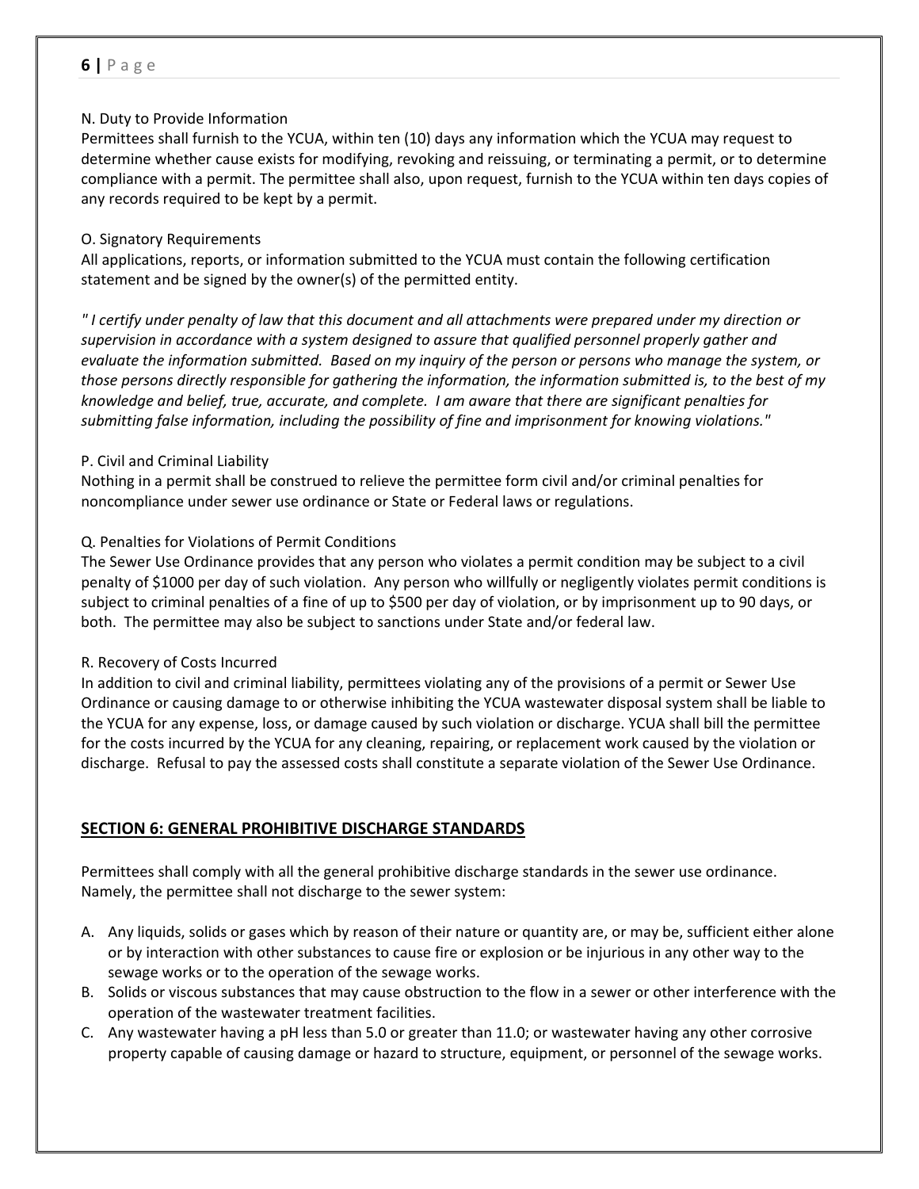N. Duty to Provide Information
Permittees shall furnish to the YCUA, within ten (10) days any information which the YCUA may request to determine whether cause exists for modifying, revoking and reissuing, or terminating a permit, or to determine compliance with a permit. The permittee shall also, upon request, furnish to the YCUA within ten days copies of any records required to be kept by a permit.

O. Signatory Requirements
All applications, reports, or information submitted to the YCUA must contain the following certification statement and be signed by the owner(s) of the permitted entity.

*" I certify under penalty of law that this document and all attachments were prepared under my direction or supervision in accordance with a system designed to assure that qualified personnel properly gather and evaluate the information submitted. Based on my inquiry of the person or persons who manage the system, or those persons directly responsible for gathering the information, the information submitted is, to the best of my knowledge and belief, true, accurate, and complete. I am aware that there are significant penalties for submitting false information, including the possibility of fine and imprisonment for knowing violations."*

P. Civil and Criminal Liability
Nothing in a permit shall be construed to relieve the permittee form civil and/or criminal penalties for noncompliance under sewer use ordinance or State or Federal laws or regulations.

Q. Penalties for Violations of Permit Conditions
The Sewer Use Ordinance provides that any person who violates a permit condition may be subject to a civil penalty of $1000 per day of such violation. Any person who willfully or negligently violates permit conditions is subject to criminal penalties of a fine of up to $500 per day of violation, or by imprisonment up to 90 days, or both. The permittee may also be subject to sanctions under State and/or federal law.

R. Recovery of Costs Incurred
In addition to civil and criminal liability, permittees violating any of the provisions of a permit or Sewer Use Ordinance or causing damage to or otherwise inhibiting the YCUA wastewater disposal system shall be liable to the YCUA for any expense, loss, or damage caused by such violation or discharge. YCUA shall bill the permittee for the costs incurred by the YCUA for any cleaning, repairing, or replacement work caused by the violation or discharge. Refusal to pay the assessed costs shall constitute a separate violation of the Sewer Use Ordinance.

## SECTION 6: GENERAL PROHIBITIVE DISCHARGE STANDARDS

Permittees shall comply with all the general prohibitive discharge standards in the sewer use ordinance. Namely, the permittee shall not discharge to the sewer system:

A. Any liquids, solids or gases which by reason of their nature or quantity are, or may be, sufficient either alone or by interaction with other substances to cause fire or explosion or be injurious in any other way to the sewage works or to the operation of the sewage works.
B. Solids or viscous substances that may cause obstruction to the flow in a sewer or other interference with the operation of the wastewater treatment facilities.
C. Any wastewater having a pH less than 5.0 or greater than 11.0; or wastewater having any other corrosive property capable of causing damage or hazard to structure, equipment, or personnel of the sewage works.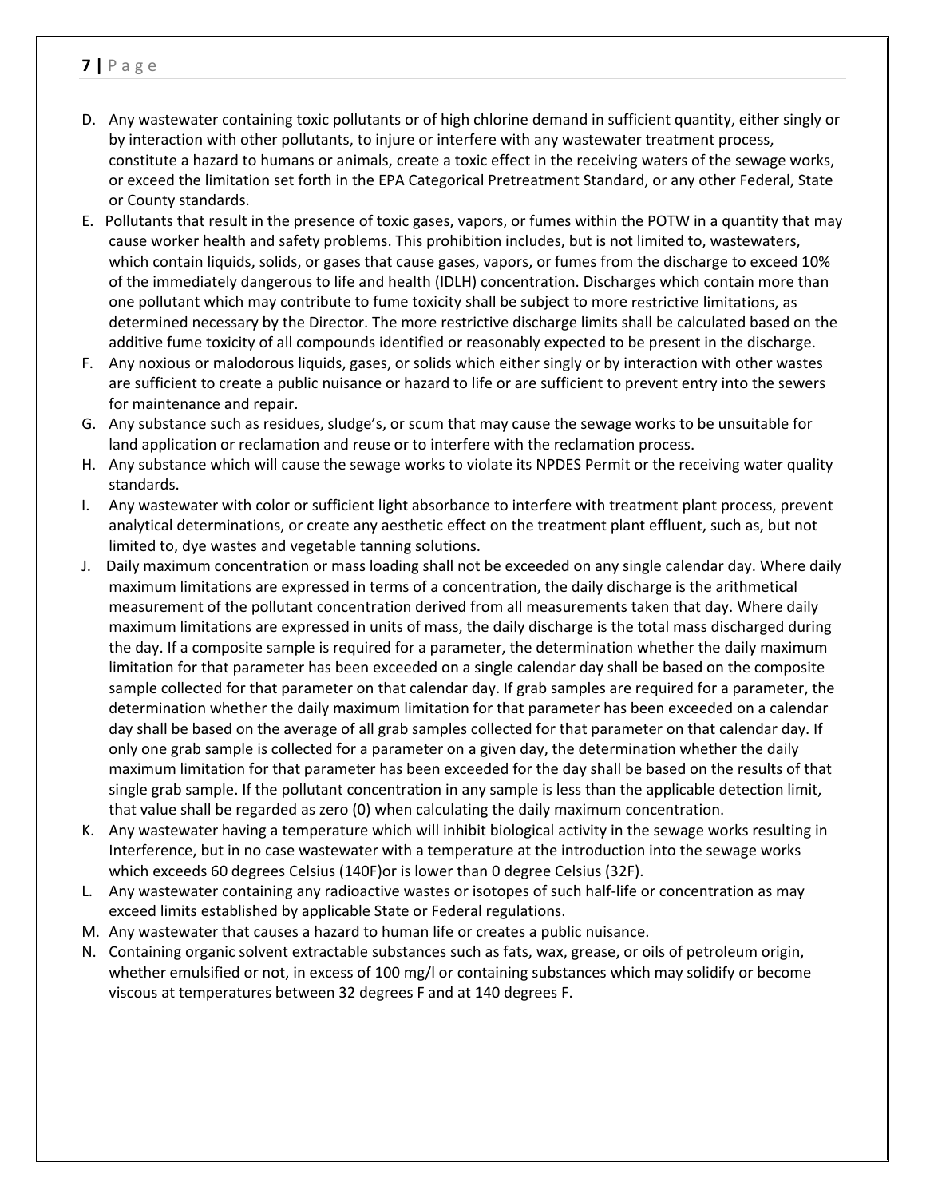D. Any wastewater containing toxic pollutants or of high chlorine demand in sufficient quantity, either singly or by interaction with other pollutants, to injure or interfere with any wastewater treatment process, constitute a hazard to humans or animals, create a toxic effect in the receiving waters of the sewage works, or exceed the limitation set forth in the EPA Categorical Pretreatment Standard, or any other Federal, State or County standards.

E. Pollutants that result in the presence of toxic gases, vapors, or fumes within the POTW in a quantity that may cause worker health and safety problems. This prohibition includes, but is not limited to, wastewaters, which contain liquids, solids, or gases that cause gases, vapors, or fumes from the discharge to exceed 10% of the immediately dangerous to life and health (IDLH) concentration. Discharges which contain more than one pollutant which may contribute to fume toxicity shall be subject to more restrictive limitations, as determined necessary by the Director. The more restrictive discharge limits shall be calculated based on the additive fume toxicity of all compounds identified or reasonably expected to be present in the discharge.

F. Any noxious or malodorous liquids, gases, or solids which either singly or by interaction with other wastes are sufficient to create a public nuisance or hazard to life or are sufficient to prevent entry into the sewers for maintenance and repair.

G. Any substance such as residues, sludge's, or scum that may cause the sewage works to be unsuitable for land application or reclamation and reuse or to interfere with the reclamation process.

H. Any substance which will cause the sewage works to violate its NPDES Permit or the receiving water quality standards.

I. Any wastewater with color or sufficient light absorbance to interfere with treatment plant process, prevent analytical determinations, or create any aesthetic effect on the treatment plant effluent, such as, but not limited to, dye wastes and vegetable tanning solutions.

J. Daily maximum concentration or mass loading shall not be exceeded on any single calendar day. Where daily maximum limitations are expressed in terms of a concentration, the daily discharge is the arithmetical measurement of the pollutant concentration derived from all measurements taken that day. Where daily maximum limitations are expressed in units of mass, the daily discharge is the total mass discharged during the day. If a composite sample is required for a parameter, the determination whether the daily maximum limitation for that parameter has been exceeded on a single calendar day shall be based on the composite sample collected for that parameter on that calendar day. If grab samples are required for a parameter, the determination whether the daily maximum limitation for that parameter has been exceeded on a calendar day shall be based on the average of all grab samples collected for that parameter on that calendar day. If only one grab sample is collected for a parameter on a given day, the determination whether the daily maximum limitation for that parameter has been exceeded for the day shall be based on the results of that single grab sample. If the pollutant concentration in any sample is less than the applicable detection limit, that value shall be regarded as zero (0) when calculating the daily maximum concentration.

K. Any wastewater having a temperature which will inhibit biological activity in the sewage works resulting in Interference, but in no case wastewater with a temperature at the introduction into the sewage works which exceeds 60 degrees Celsius (140F)or is lower than 0 degree Celsius (32F).

L. Any wastewater containing any radioactive wastes or isotopes of such half-life or concentration as may exceed limits established by applicable State or Federal regulations.

M. Any wastewater that causes a hazard to human life or creates a public nuisance.

N. Containing organic solvent extractable substances such as fats, wax, grease, or oils of petroleum origin, whether emulsified or not, in excess of 100 mg/l or containing substances which may solidify or become viscous at temperatures between 32 degrees F and at 140 degrees F.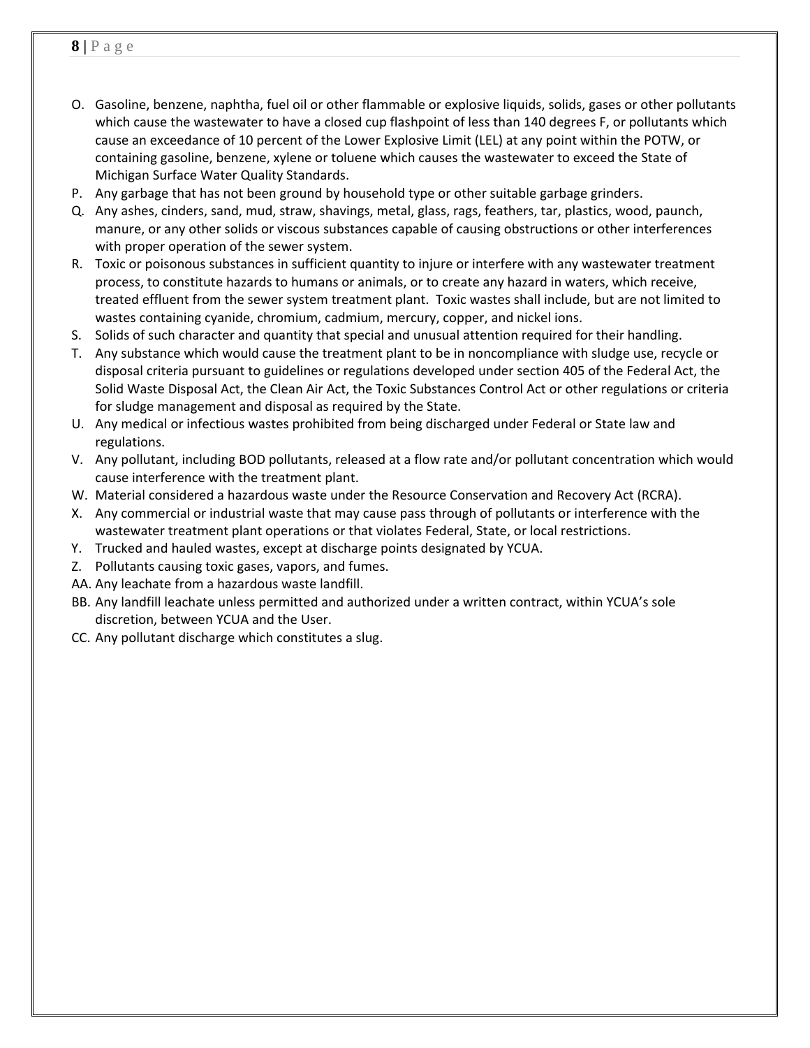O. Gasoline, benzene, naphtha, fuel oil or other flammable or explosive liquids, solids, gases or other pollutants which cause the wastewater to have a closed cup flashpoint of less than 140 degrees F, or pollutants which cause an exceedance of 10 percent of the Lower Explosive Limit (LEL) at any point within the POTW, or containing gasoline, benzene, xylene or toluene which causes the wastewater to exceed the State of Michigan Surface Water Quality Standards.

P. Any garbage that has not been ground by household type or other suitable garbage grinders.

Q. Any ashes, cinders, sand, mud, straw, shavings, metal, glass, rags, feathers, tar, plastics, wood, paunch, manure, or any other solids or viscous substances capable of causing obstructions or other interferences with proper operation of the sewer system.

R. Toxic or poisonous substances in sufficient quantity to injure or interfere with any wastewater treatment process, to constitute hazards to humans or animals, or to create any hazard in waters, which receive, treated effluent from the sewer system treatment plant. Toxic wastes shall include, but are not limited to wastes containing cyanide, chromium, cadmium, mercury, copper, and nickel ions.

S. Solids of such character and quantity that special and unusual attention required for their handling.

T. Any substance which would cause the treatment plant to be in noncompliance with sludge use, recycle or disposal criteria pursuant to guidelines or regulations developed under section 405 of the Federal Act, the Solid Waste Disposal Act, the Clean Air Act, the Toxic Substances Control Act or other regulations or criteria for sludge management and disposal as required by the State.

U. Any medical or infectious wastes prohibited from being discharged under Federal or State law and regulations.

V. Any pollutant, including BOD pollutants, released at a flow rate and/or pollutant concentration which would cause interference with the treatment plant.

W. Material considered a hazardous waste under the Resource Conservation and Recovery Act (RCRA).

X. Any commercial or industrial waste that may cause pass through of pollutants or interference with the wastewater treatment plant operations or that violates Federal, State, or local restrictions.

Y. Trucked and hauled wastes, except at discharge points designated by YCUA.

Z. Pollutants causing toxic gases, vapors, and fumes.

AA. Any leachate from a hazardous waste landfill.

BB. Any landfill leachate unless permitted and authorized under a written contract, within YCUA's sole discretion, between YCUA and the User.

CC. Any pollutant discharge which constitutes a slug.